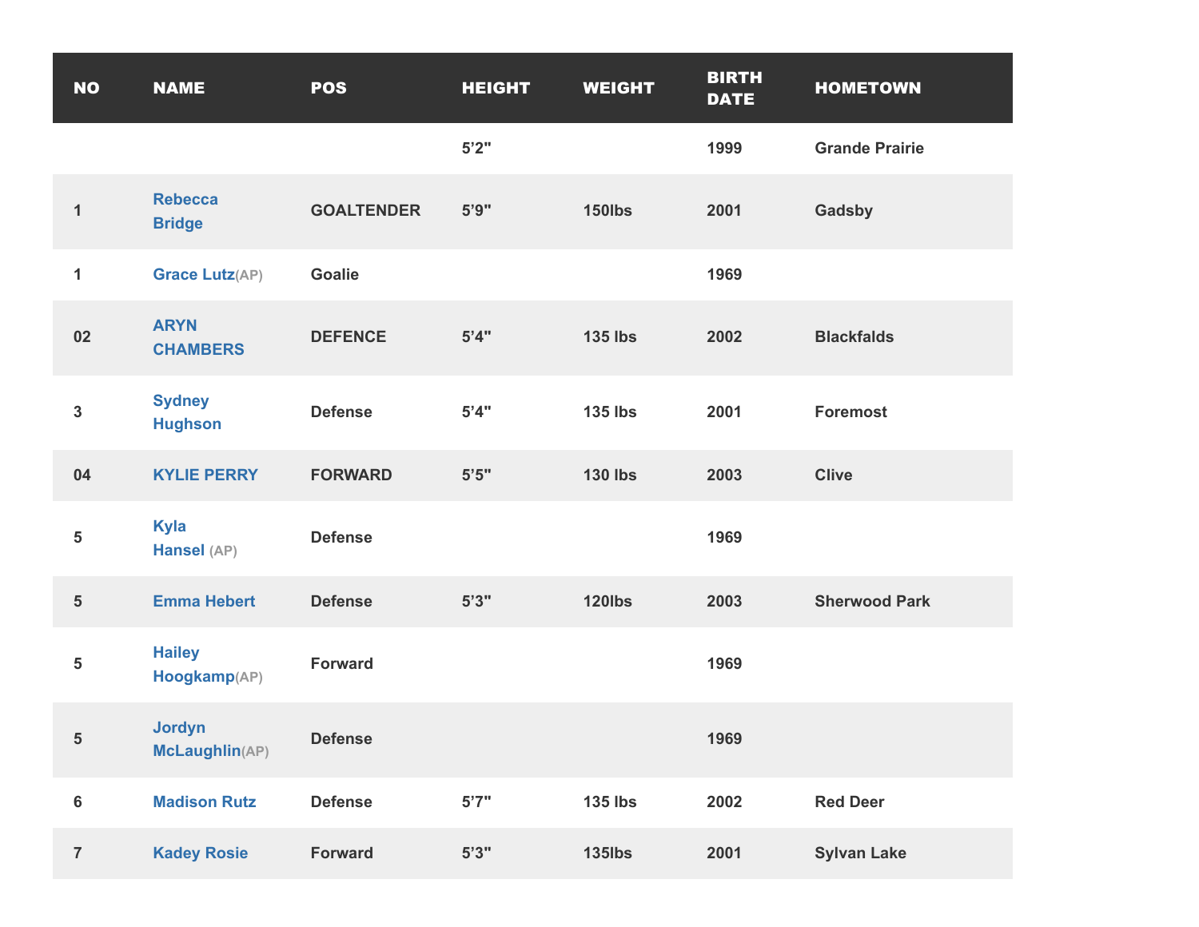| NO | NAME | POS | HEIGHT | WEIGHT | BIRTH DATE | HOMETOWN |
|---|---|---|---|---|---|---|
| | | | 5’2" | | 1999 | Grande Prairie |
| 1 | Rebecca Bridge | GOALTENDER | 5’9" | 150lbs | 2001 | Gadsby |
| 1 | Grace Lutz(AP) | Goalie | | | 1969 | |
| 02 | ARYN CHAMBERS | DEFENCE | 5’4" | 135 lbs | 2002 | Blackfalds |
| 3 | Sydney Hughson | Defense | 5’4" | 135 lbs | 2001 | Foremost |
| 04 | KYLIE PERRY | FORWARD | 5’5" | 130 lbs | 2003 | Clive |
| 5 | Kyla Hansel (AP) | Defense | | | 1969 | |
| 5 | Emma Hebert | Defense | 5’3" | 120lbs | 2003 | Sherwood Park |
| 5 | Hailey Hoogkamp(AP) | Forward | | | 1969 | |
| 5 | Jordyn McLaughlin(AP) | Defense | | | 1969 | |
| 6 | Madison Rutz | Defense | 5’7" | 135 lbs | 2002 | Red Deer |
| 7 | Kadey Rosie | Forward | 5’3" | 135lbs | 2001 | Sylvan Lake |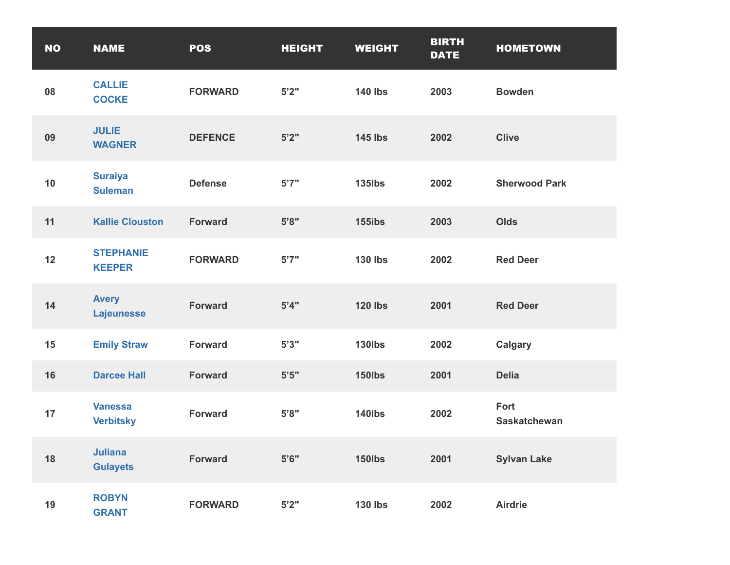| NO | NAME | POS | HEIGHT | WEIGHT | BIRTH DATE | HOMETOWN |
| --- | --- | --- | --- | --- | --- | --- |
| 08 | CALLIE COCKE | FORWARD | 5’2" | 140 lbs | 2003 | Bowden |
| 09 | JULIE WAGNER | DEFENCE | 5’2" | 145 lbs | 2002 | Clive |
| 10 | Suraiya Suleman | Defense | 5’7" | 135lbs | 2002 | Sherwood Park |
| 11 | Kallie Clouston | Forward | 5’8" | 155ibs | 2003 | Olds |
| 12 | STEPHANIE KEEPER | FORWARD | 5’7" | 130 lbs | 2002 | Red Deer |
| 14 | Avery Lajeunesse | Forward | 5’4" | 120 lbs | 2001 | Red Deer |
| 15 | Emily Straw | Forward | 5’3" | 130lbs | 2002 | Calgary |
| 16 | Darcee Hall | Forward | 5’5" | 150lbs | 2001 | Delia |
| 17 | Vanessa Verbitsky | Forward | 5’8" | 140lbs | 2002 | Fort Saskatchewan |
| 18 | Juliana Gulayets | Forward | 5’6" | 150lbs | 2001 | Sylvan Lake |
| 19 | ROBYN GRANT | FORWARD | 5’2" | 130 lbs | 2002 | Airdrie |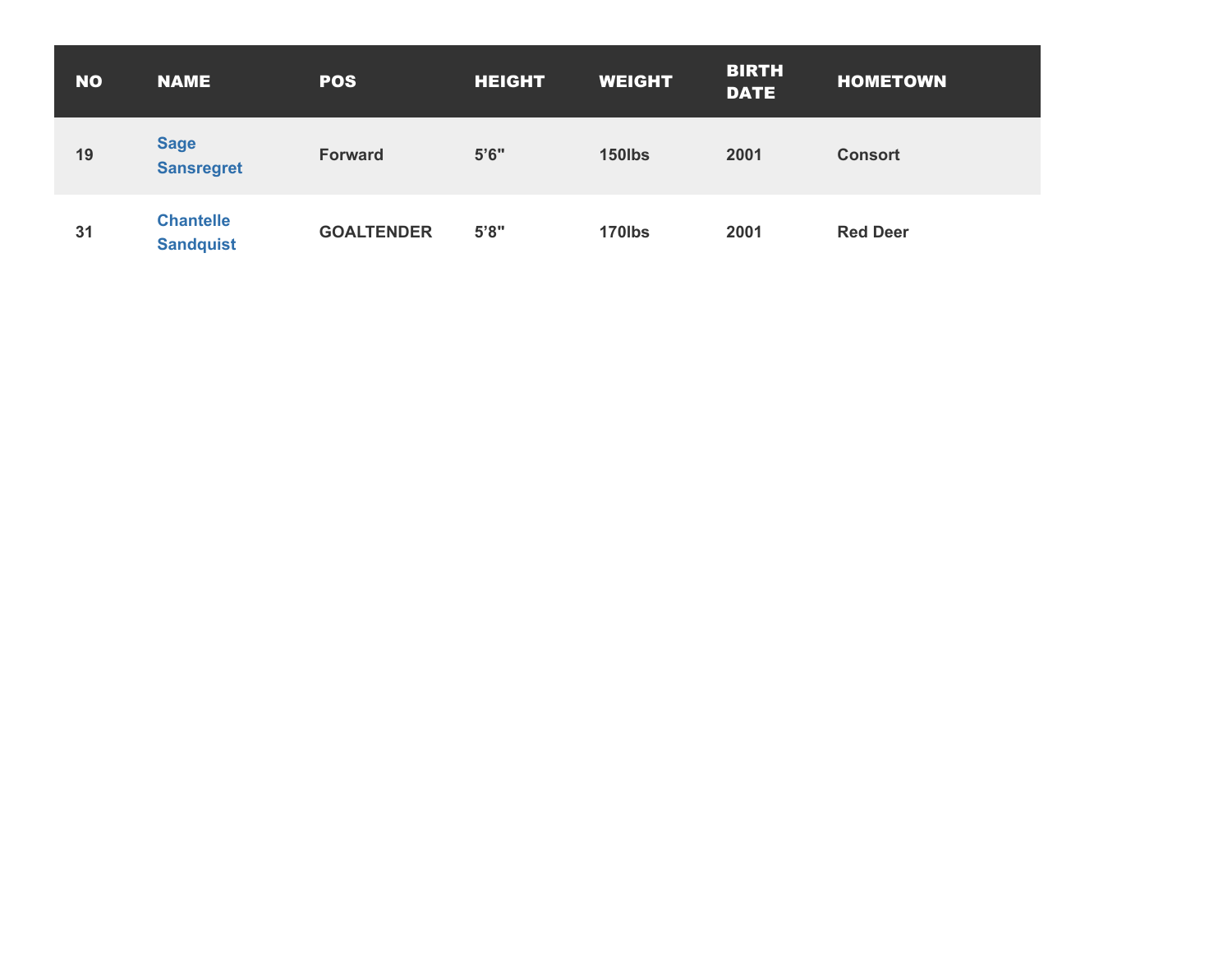| NO | NAME | POS | HEIGHT | WEIGHT | BIRTH DATE | HOMETOWN |
|---|---|---|---|---|---|---|
| 19 | Sage Sansregret | Forward | 5’6" | 150lbs | 2001 | Consort |
| 31 | Chantelle Sandquist | GOALTENDER | 5’8" | 170lbs | 2001 | Red Deer |